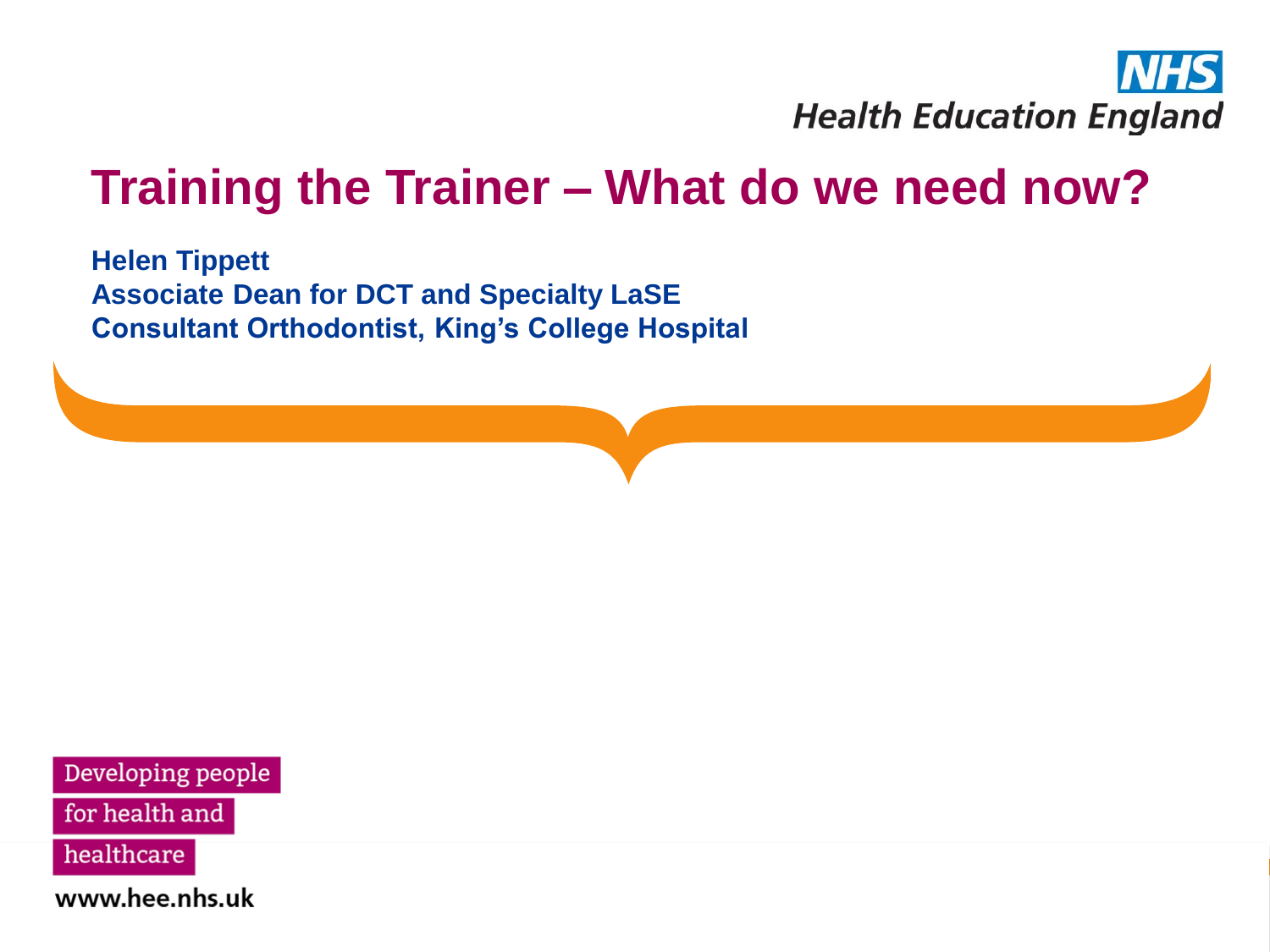NHS
Health Education England

# Training the Trainer – What do we need now?

**Helen Tippett**
**Associate Dean for DCT and Specialty LaSE**
**Consultant Orthodontist, King's College Hospital**

Developing people for health and healthcare

www.hee.nhs.uk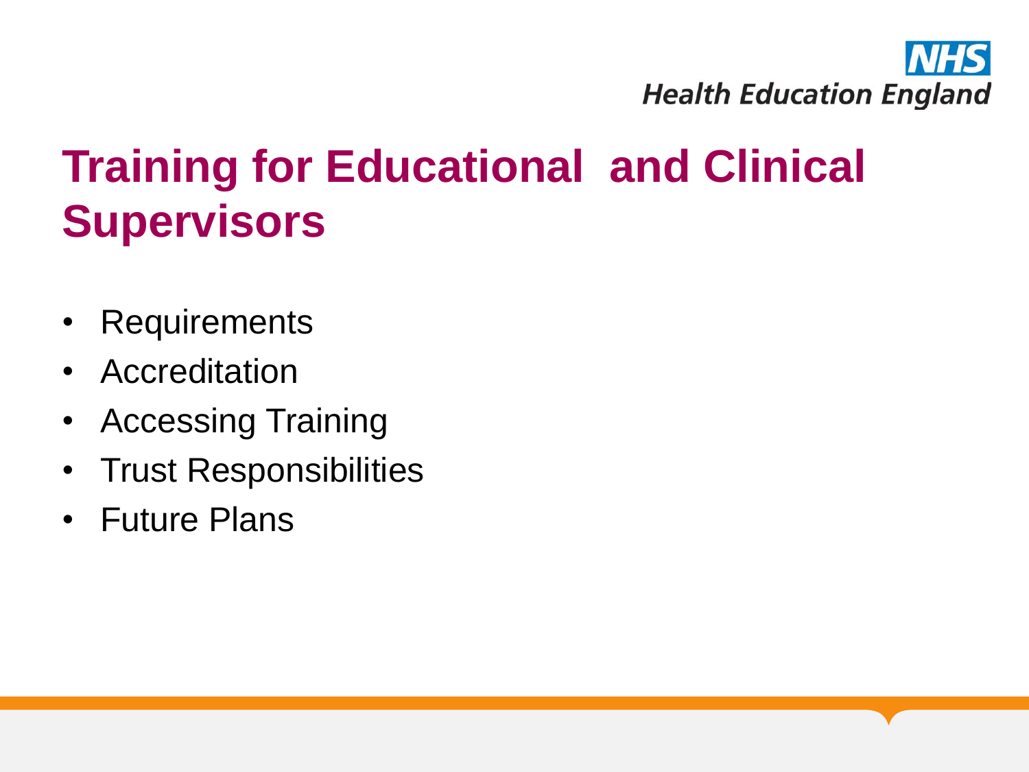# Training for Educational and Clinical Supervisors

- Requirements
- Accreditation
- Accessing Training
- Trust Responsibilities
- Future Plans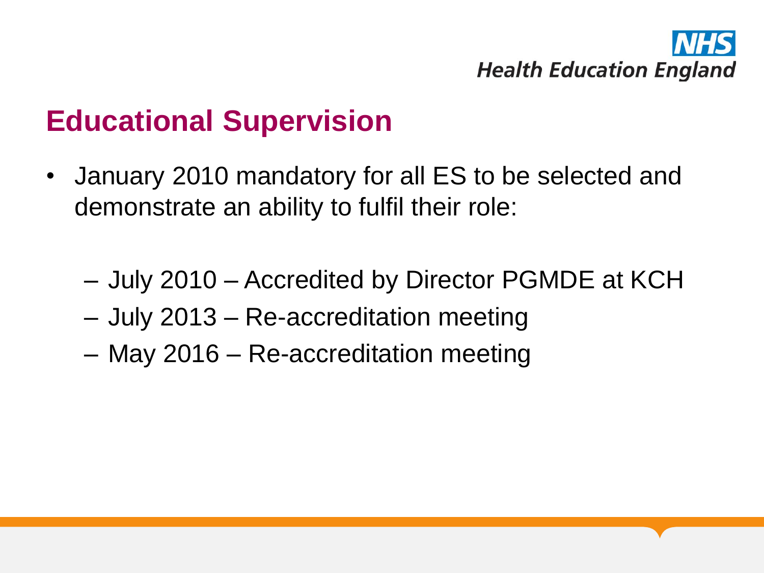# Educational Supervision

- January 2010 mandatory for all ES to be selected and demonstrate an ability to fulfil their role:
  - July 2010 – Accredited by Director PGMDE at KCH
  - July 2013 – Re-accreditation meeting
  - May 2016 – Re-accreditation meeting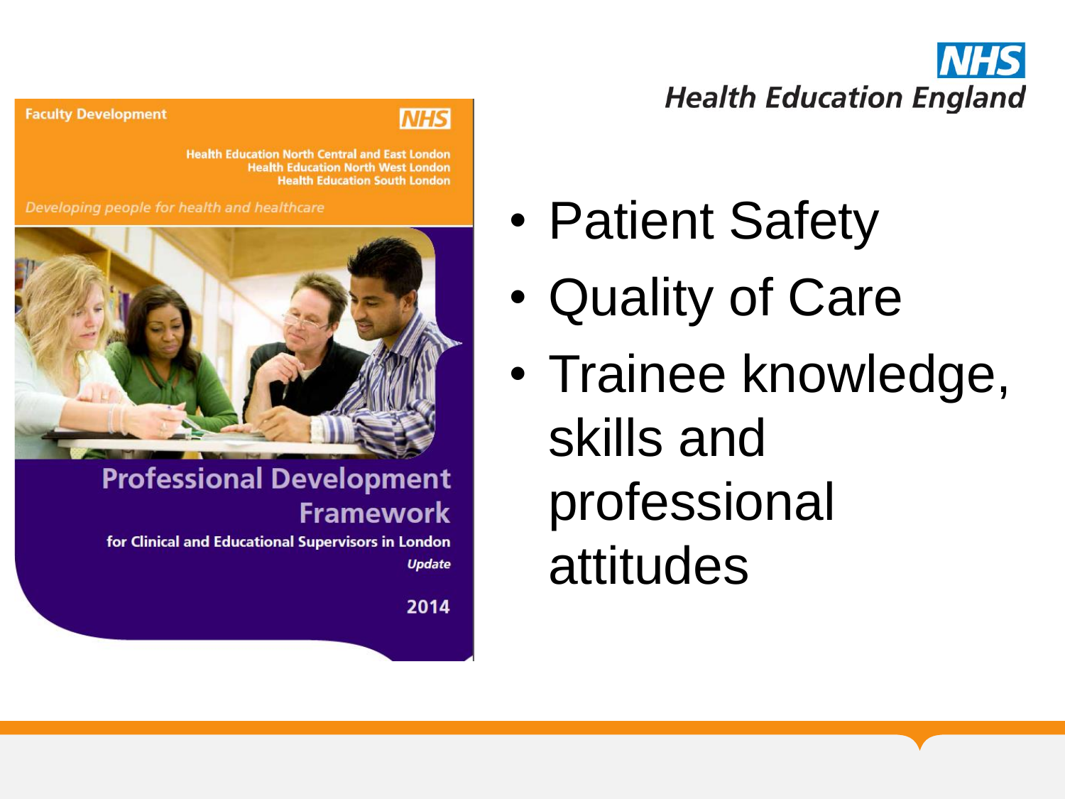**Faculty Development**

NHS

Health Education North Central and East London
Health Education North West London
Health Education South London

*Developing people for health and healthcare*

## Professional Development Framework

**for Clinical and Educational Supervisors in London**

***Update***

**2014**

NHS
**Health Education England**

- Patient Safety
- Quality of Care
- Trainee knowledge, skills and professional attitudes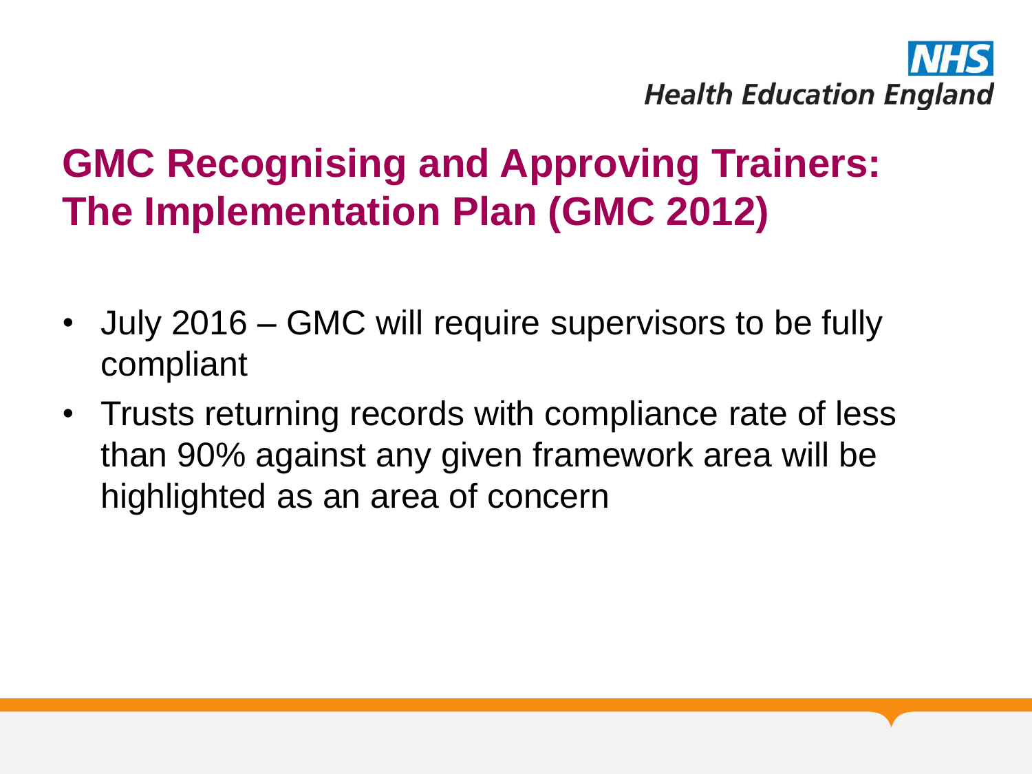## GMC Recognising and Approving Trainers: The Implementation Plan (GMC 2012)

- July 2016 – GMC will require supervisors to be fully compliant
- Trusts returning records with compliance rate of less than 90% against any given framework area will be highlighted as an area of concern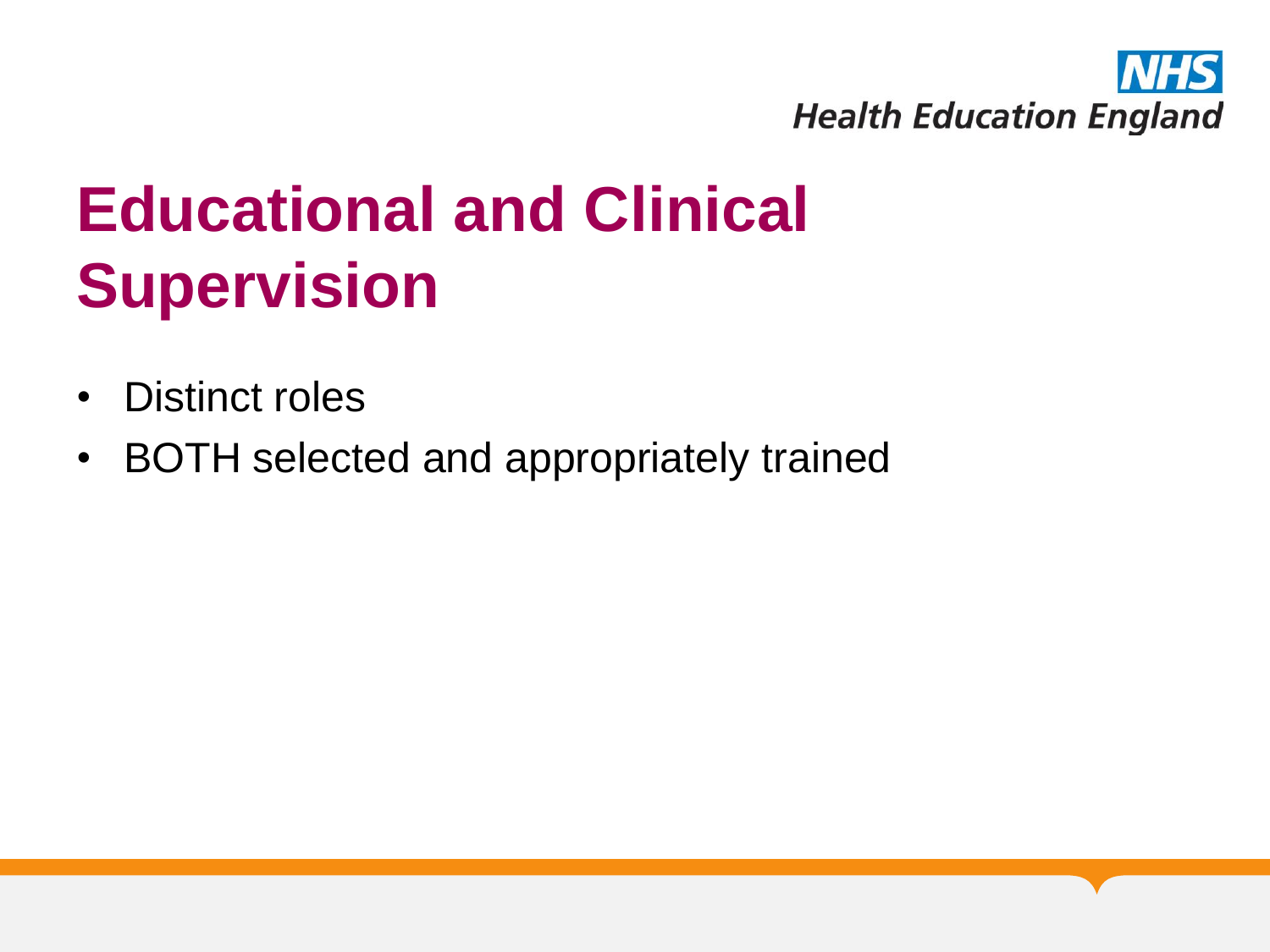# Educational and Clinical Supervision

- Distinct roles
- BOTH selected and appropriately trained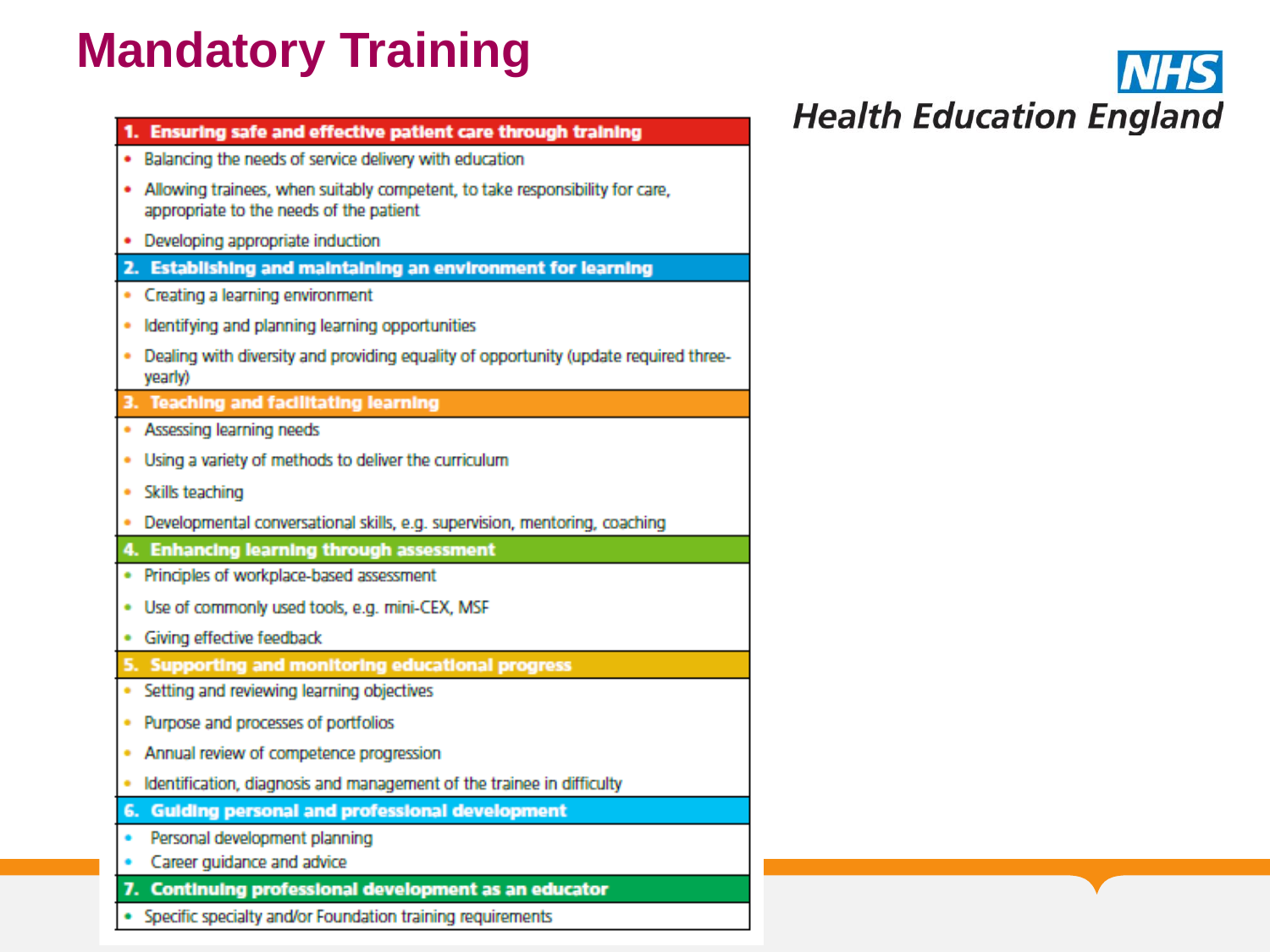# Mandatory Training

**NHS Health Education England**

**1. Ensuring safe and effective patient care through training**

- Balancing the needs of service delivery with education
- Allowing trainees, when suitably competent, to take responsibility for care, appropriate to the needs of the patient
- Developing appropriate induction

**2. Establishing and maintaining an environment for learning**

- Creating a learning environment
- Identifying and planning learning opportunities
- Dealing with diversity and providing equality of opportunity (update required three-yearly)

**3. Teaching and facilitating learning**

- Assessing learning needs
- Using a variety of methods to deliver the curriculum
- Skills teaching
- Developmental conversational skills, e.g. supervision, mentoring, coaching

**4. Enhancing learning through assessment**

- Principles of workplace-based assessment
- Use of commonly used tools, e.g. mini-CEX, MSF
- Giving effective feedback

**5. Supporting and monitoring educational progress**

- Setting and reviewing learning objectives
- Purpose and processes of portfolios
- Annual review of competence progression
- Identification, diagnosis and management of the trainee in difficulty

**6. Guiding personal and professional development**

- Personal development planning
- Career guidance and advice

**7. Continuing professional development as an educator**

- Specific specialty and/or Foundation training requirements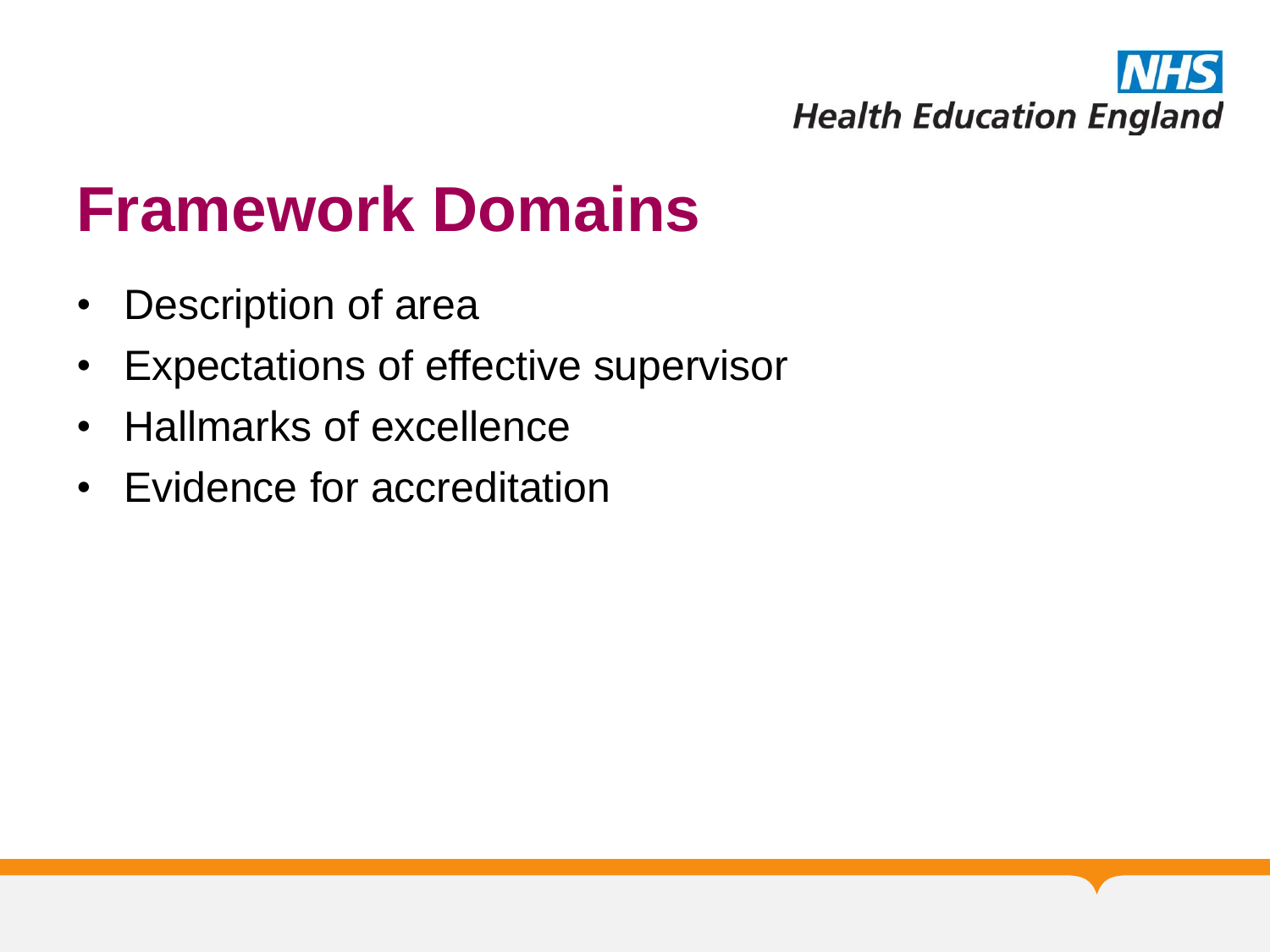# Framework Domains

- Description of area
- Expectations of effective supervisor
- Hallmarks of excellence
- Evidence for accreditation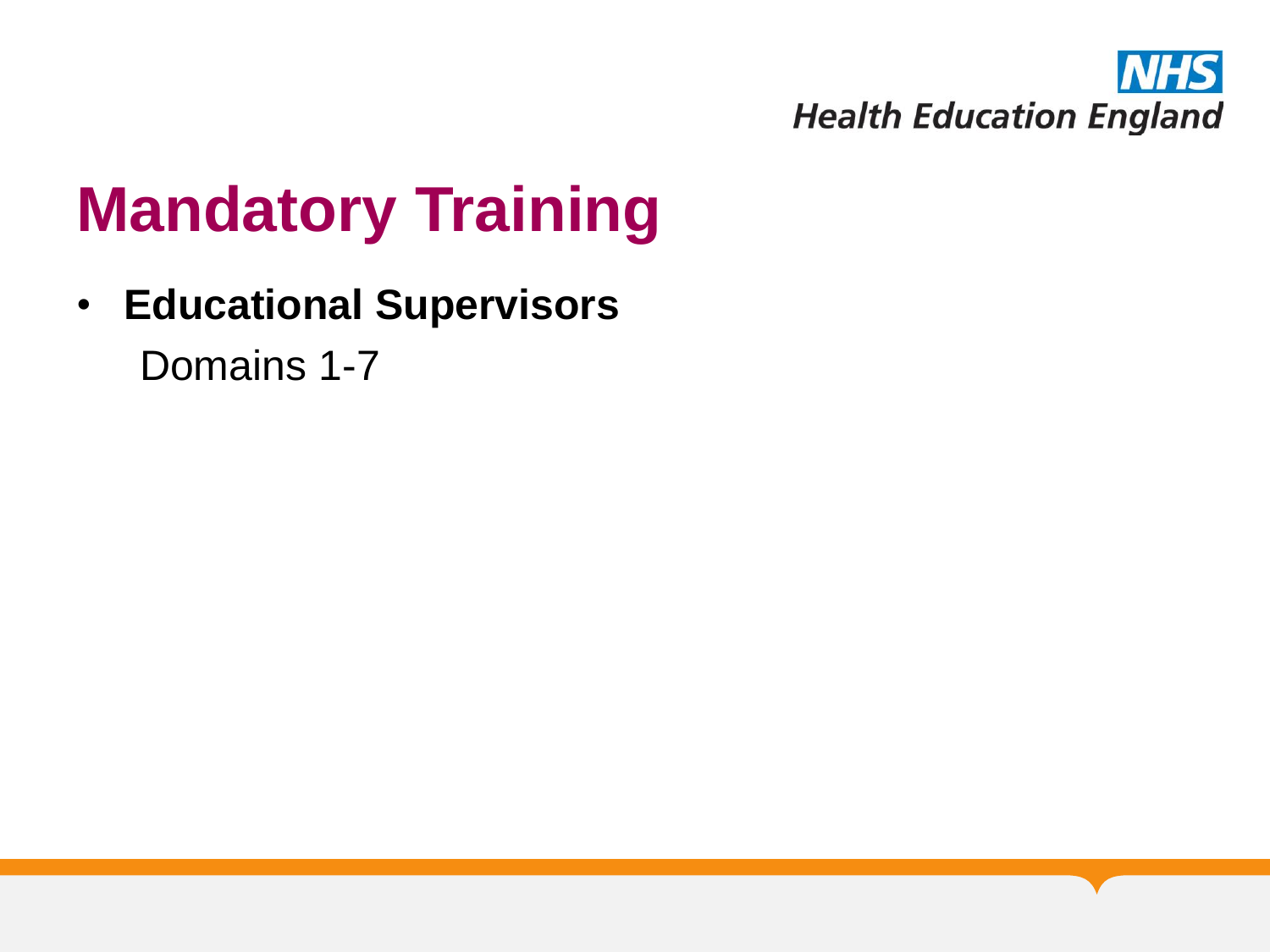# Mandatory Training

- **Educational Supervisors**

  Domains 1-7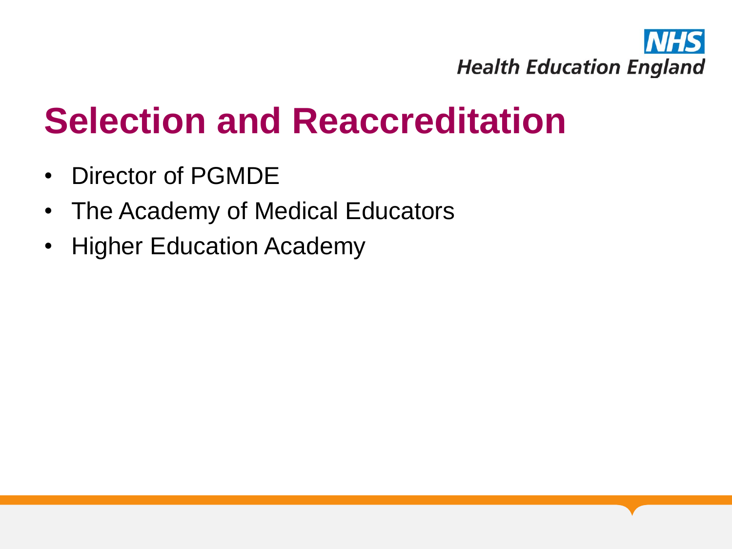# Selection and Reaccreditation

- Director of PGMDE
- The Academy of Medical Educators
- Higher Education Academy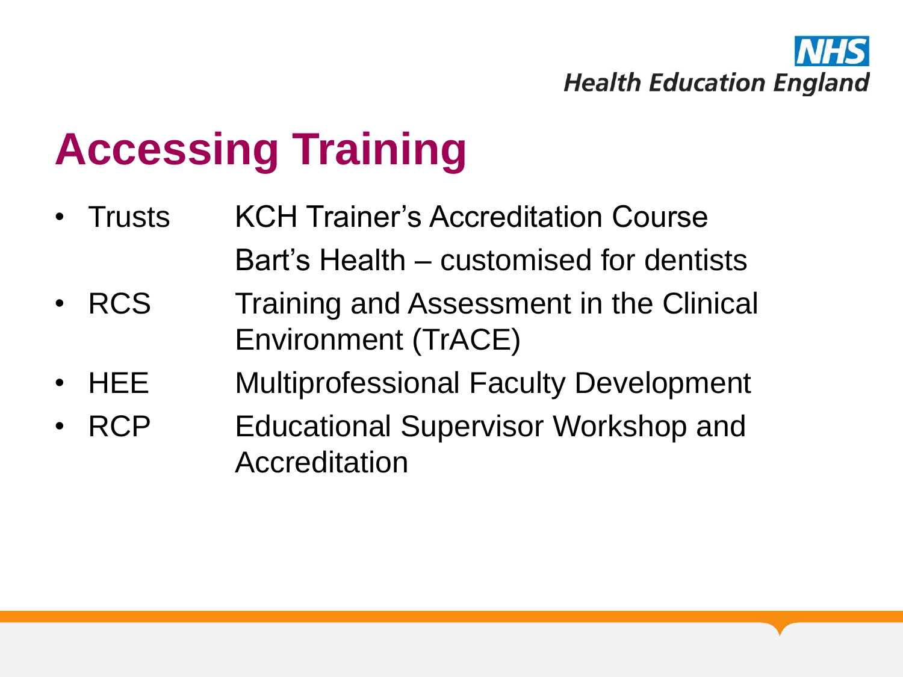# Accessing Training

| | |
|---|---|
| Trusts | KCH Trainer's Accreditation Course |
| | Bart's Health – customised for dentists |
| RCS | Training and Assessment in the Clinical Environment (TrACE) |
| HEE | Multiprofessional Faculty Development |
| RCP | Educational Supervisor Workshop and Accreditation |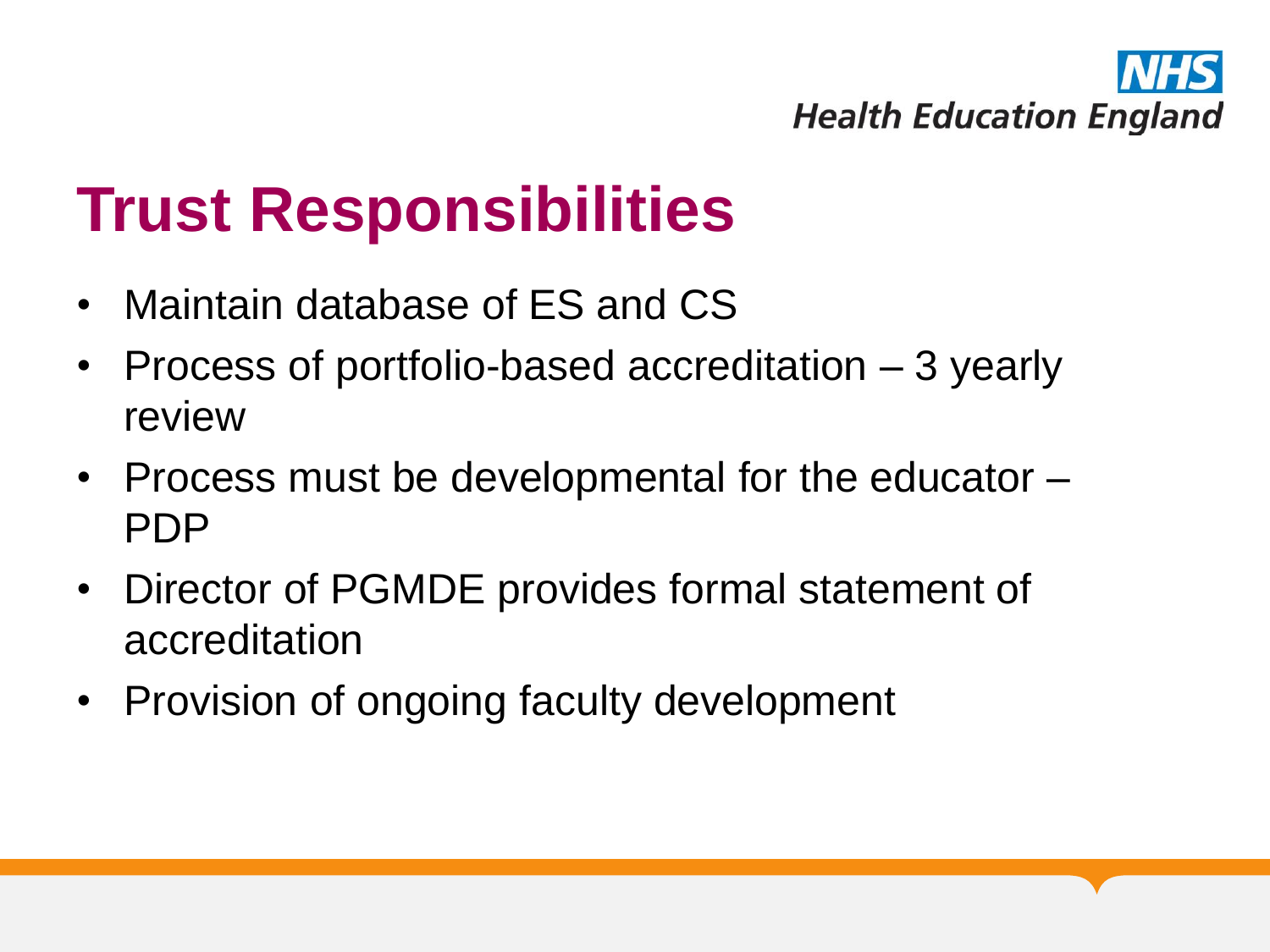# Trust Responsibilities

- Maintain database of ES and CS
- Process of portfolio-based accreditation – 3 yearly review
- Process must be developmental for the educator – PDP
- Director of PGMDE provides formal statement of accreditation
- Provision of ongoing faculty development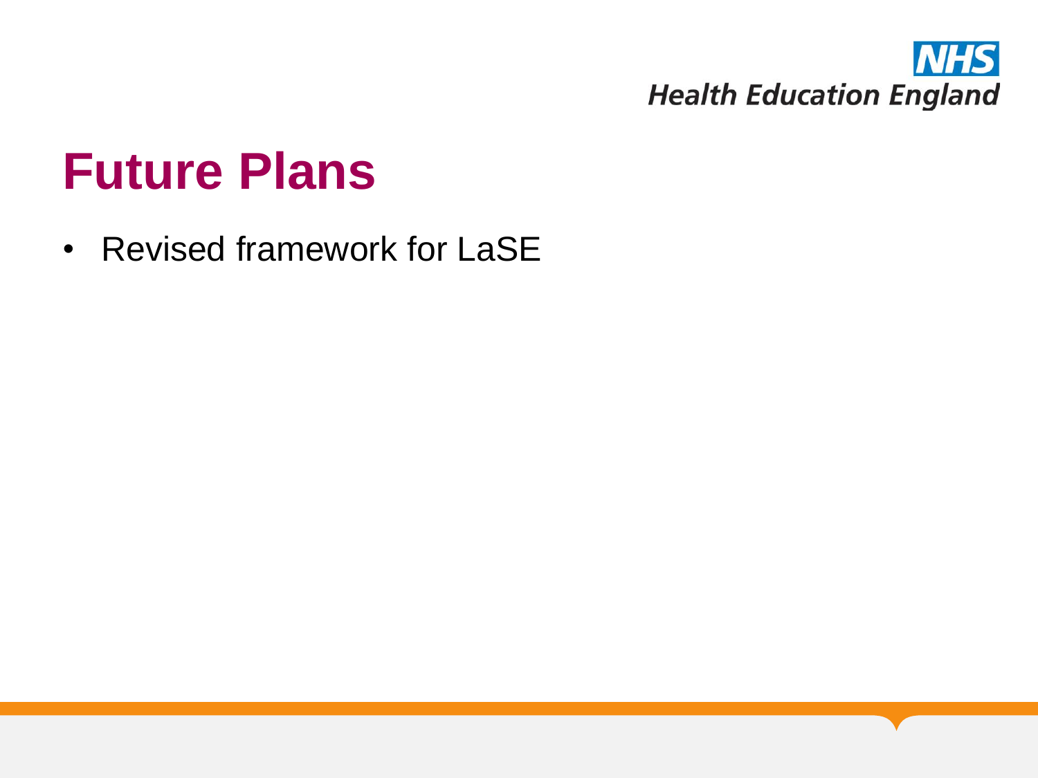# Future Plans

- Revised framework for LaSE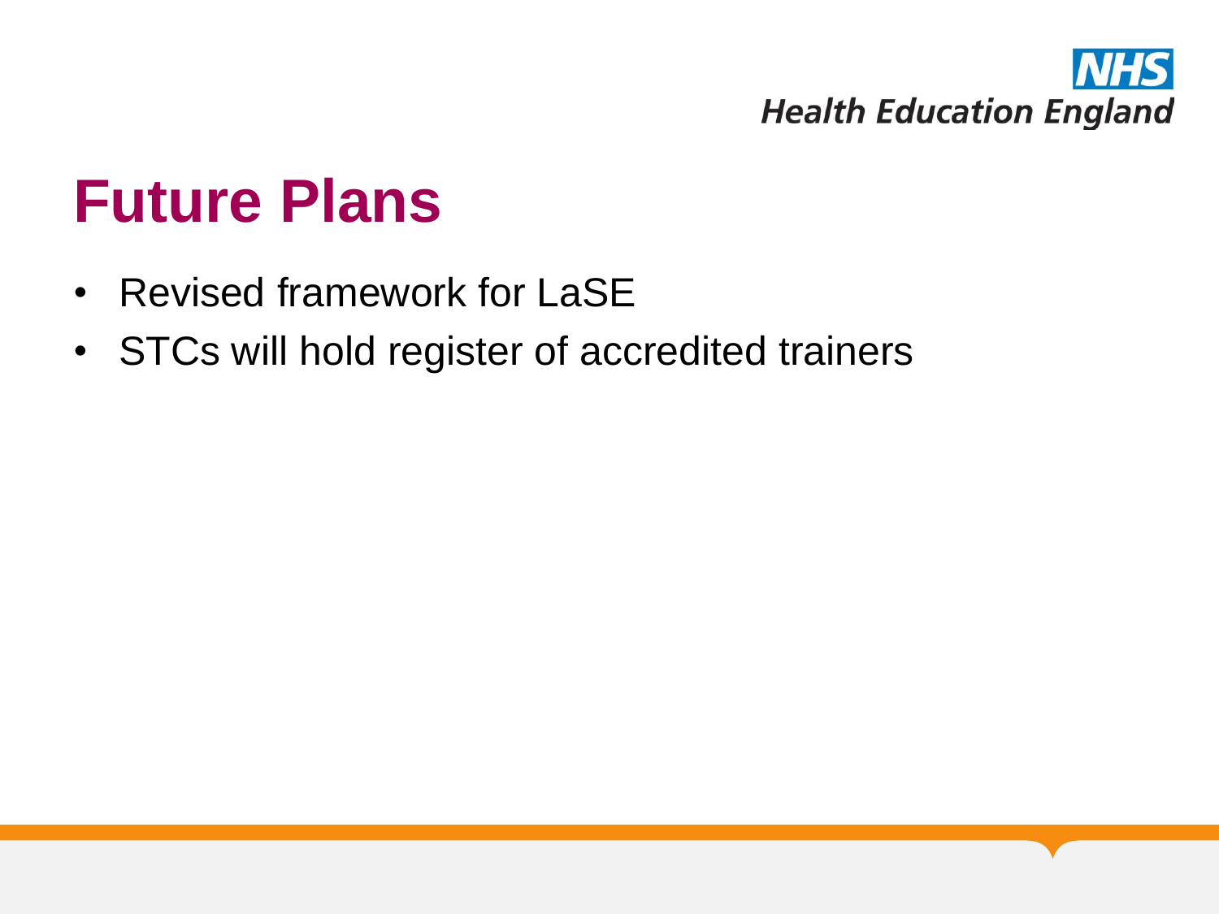# Future Plans

- Revised framework for LaSE
- STCs will hold register of accredited trainers